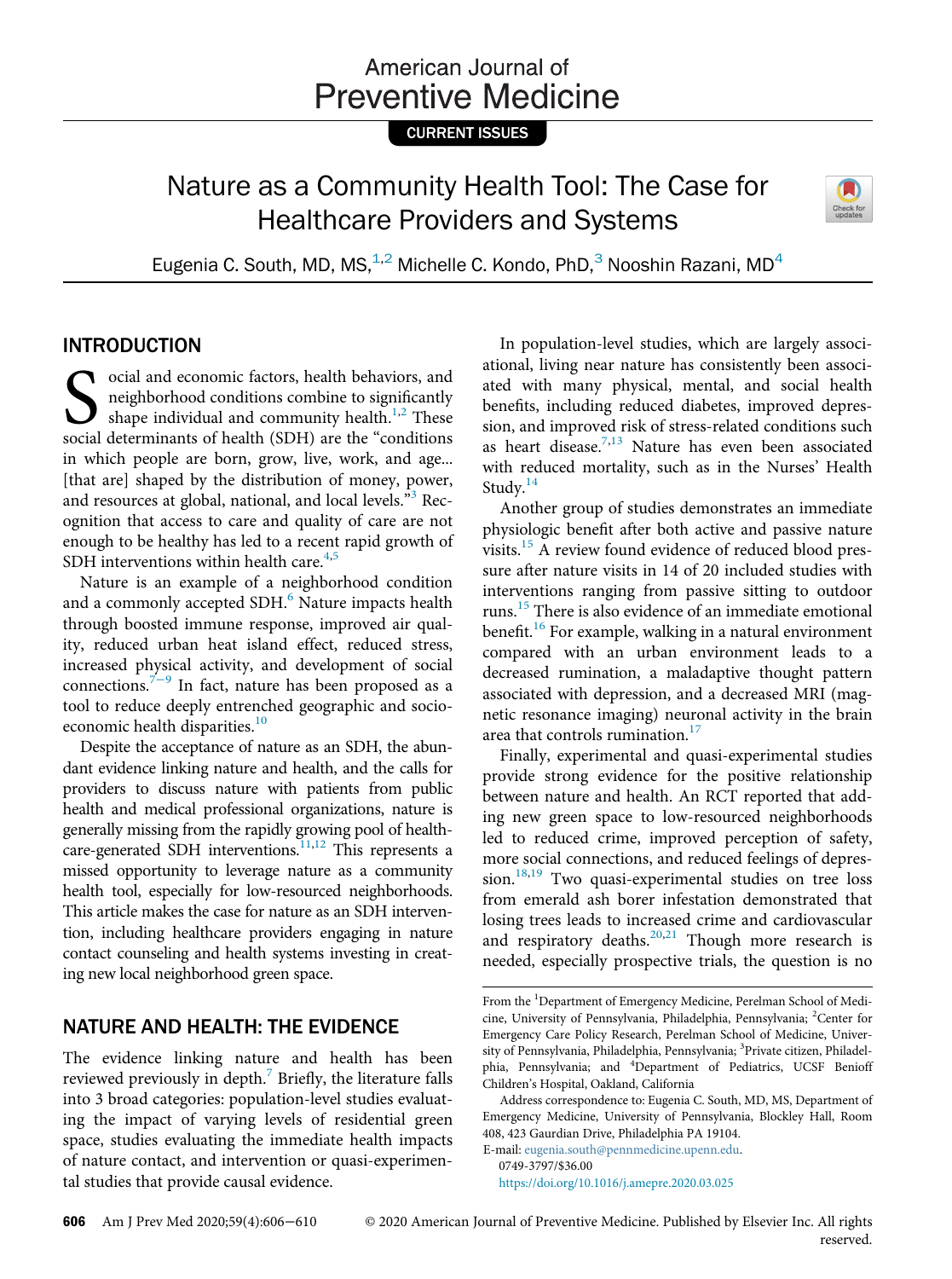CURRENT ISSUES

# Nature as a Community Health Tool: The Case for Healthcare Providers and Systems

Eugenia C. South, MD, MS,[1,2] Michelle C. Kondo, PhD,[3] Nooshin Razani, MD[4]

## INTRODUCTION

Social and economic factors, health behaviors, and neighborhood conditions combine to significantly shape individual and community health.[1,2] These social determinants of health (SDH) are the "conditions in which people are born, grow, live, work, and age... [that are] shaped by the distribution of money, power, and resources at global, national, and local levels."[3] Recognition that access to care and quality of care are not enough to be healthy has led to a recent rapid growth of SDH interventions within health care.[4,5]

Nature is an example of a neighborhood condition and a commonly accepted SDH.[6] Nature impacts health through boosted immune response, improved air quality, reduced urban heat island effect, reduced stress, increased physical activity, and development of social connections.[7–9] In fact, nature has been proposed as a tool to reduce deeply entrenched geographic and socioeconomic health disparities.[10]

Despite the acceptance of nature as an SDH, the abundant evidence linking nature and health, and the calls for providers to discuss nature with patients from public health and medical professional organizations, nature is generally missing from the rapidly growing pool of healthcare-generated SDH interventions.[11,12] This represents a missed opportunity to leverage nature as a community health tool, especially for low-resourced neighborhoods. This article makes the case for nature as an SDH intervention, including healthcare providers engaging in nature contact counseling and health systems investing in creating new local neighborhood green space.

## NATURE AND HEALTH: THE EVIDENCE

The evidence linking nature and health has been reviewed previously in depth.[7] Briefly, the literature falls into 3 broad categories: population-level studies evaluating the impact of varying levels of residential green space, studies evaluating the immediate health impacts of nature contact, and intervention or quasi-experimental studies that provide causal evidence.

In population-level studies, which are largely associational, living near nature has consistently been associated with many physical, mental, and social health benefits, including reduced diabetes, improved depression, and improved risk of stress-related conditions such as heart disease.[7,13] Nature has even been associated with reduced mortality, such as in the Nurses' Health Study.[14]

Another group of studies demonstrates an immediate physiologic benefit after both active and passive nature visits.[15] A review found evidence of reduced blood pressure after nature visits in 14 of 20 included studies with interventions ranging from passive sitting to outdoor runs.[15] There is also evidence of an immediate emotional benefit.[16] For example, walking in a natural environment compared with an urban environment leads to a decreased rumination, a maladaptive thought pattern associated with depression, and a decreased MRI (magnetic resonance imaging) neuronal activity in the brain area that controls rumination.[17]

Finally, experimental and quasi-experimental studies provide strong evidence for the positive relationship between nature and health. An RCT reported that adding new green space to low-resourced neighborhoods led to reduced crime, improved perception of safety, more social connections, and reduced feelings of depression.[18,19] Two quasi-experimental studies on tree loss from emerald ash borer infestation demonstrated that losing trees leads to increased crime and cardiovascular and respiratory deaths.[20,21] Though more research is needed, especially prospective trials, the question is no

From the [1]Department of Emergency Medicine, Perelman School of Medicine, University of Pennsylvania, Philadelphia, Pennsylvania; [2]Center for Emergency Care Policy Research, Perelman School of Medicine, University of Pennsylvania, Philadelphia, Pennsylvania; [3]Private citizen, Philadelphia, Pennsylvania; and [4]Department of Pediatrics, UCSF Benioff Children's Hospital, Oakland, California

Address correspondence to: Eugenia C. South, MD, MS, Department of Emergency Medicine, University of Pennsylvania, Blockley Hall, Room 408, 423 Gaurdian Drive, Philadelphia PA 19104. E-mail: eugenia.south@pennmedicine.upenn.edu.

0749-3797/$36.00

https://doi.org/10.1016/j.amepre.2020.03.025

© 2020 American Journal of Preventive Medicine. Published by Elsevier Inc. All rights reserved.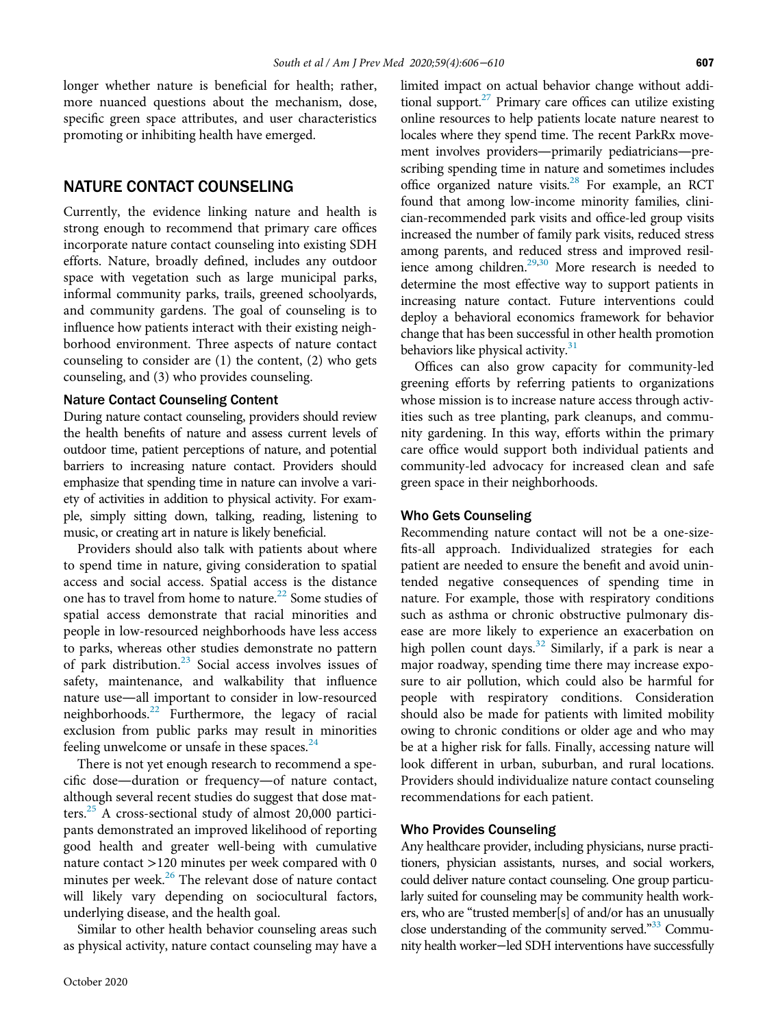longer whether nature is beneficial for health; rather, more nuanced questions about the mechanism, dose, specific green space attributes, and user characteristics promoting or inhibiting health have emerged.

## NATURE CONTACT COUNSELING

Currently, the evidence linking nature and health is strong enough to recommend that primary care offices incorporate nature contact counseling into existing SDH efforts. Nature, broadly defined, includes any outdoor space with vegetation such as large municipal parks, informal community parks, trails, greened schoolyards, and community gardens. The goal of counseling is to influence how patients interact with their existing neighborhood environment. Three aspects of nature contact counseling to consider are (1) the content, (2) who gets counseling, and (3) who provides counseling.

### Nature Contact Counseling Content

During nature contact counseling, providers should review the health benefits of nature and assess current levels of outdoor time, patient perceptions of nature, and potential barriers to increasing nature contact. Providers should emphasize that spending time in nature can involve a variety of activities in addition to physical activity. For example, simply sitting down, talking, reading, listening to music, or creating art in nature is likely beneficial.

Providers should also talk with patients about where to spend time in nature, giving consideration to spatial access and social access. Spatial access is the distance one has to travel from home to nature.[22] Some studies of spatial access demonstrate that racial minorities and people in low-resourced neighborhoods have less access to parks, whereas other studies demonstrate no pattern of park distribution.[23] Social access involves issues of safety, maintenance, and walkability that influence nature use—all important to consider in low-resourced neighborhoods.[22] Furthermore, the legacy of racial exclusion from public parks may result in minorities feeling unwelcome or unsafe in these spaces.[24]

There is not yet enough research to recommend a specific dose—duration or frequency—of nature contact, although several recent studies do suggest that dose matters.[25] A cross-sectional study of almost 20,000 participants demonstrated an improved likelihood of reporting good health and greater well-being with cumulative nature contact >120 minutes per week compared with 0 minutes per week.[26] The relevant dose of nature contact will likely vary depending on sociocultural factors, underlying disease, and the health goal.

Similar to other health behavior counseling areas such as physical activity, nature contact counseling may have a limited impact on actual behavior change without additional support.[27] Primary care offices can utilize existing online resources to help patients locate nature nearest to locales where they spend time. The recent ParkRx movement involves providers—primarily pediatricians—prescribing spending time in nature and sometimes includes office organized nature visits.[28] For example, an RCT found that among low-income minority families, clinician-recommended park visits and office-led group visits increased the number of family park visits, reduced stress among parents, and reduced stress and improved resilience among children.[29,30] More research is needed to determine the most effective way to support patients in increasing nature contact. Future interventions could deploy a behavioral economics framework for behavior change that has been successful in other health promotion behaviors like physical activity.[31]

Offices can also grow capacity for community-led greening efforts by referring patients to organizations whose mission is to increase nature access through activities such as tree planting, park cleanups, and community gardening. In this way, efforts within the primary care office would support both individual patients and community-led advocacy for increased clean and safe green space in their neighborhoods.

### Who Gets Counseling

Recommending nature contact will not be a one-size-fits-all approach. Individualized strategies for each patient are needed to ensure the benefit and avoid unintended negative consequences of spending time in nature. For example, those with respiratory conditions such as asthma or chronic obstructive pulmonary disease are more likely to experience an exacerbation on high pollen count days.[32] Similarly, if a park is near a major roadway, spending time there may increase exposure to air pollution, which could also be harmful for people with respiratory conditions. Consideration should also be made for patients with limited mobility owing to chronic conditions or older age and who may be at a higher risk for falls. Finally, accessing nature will look different in urban, suburban, and rural locations. Providers should individualize nature contact counseling recommendations for each patient.

### Who Provides Counseling

Any healthcare provider, including physicians, nurse practitioners, physician assistants, nurses, and social workers, could deliver nature contact counseling. One group particularly suited for counseling may be community health workers, who are "trusted member[s] of and/or has an unusually close understanding of the community served."[33] Community health worker−led SDH interventions have successfully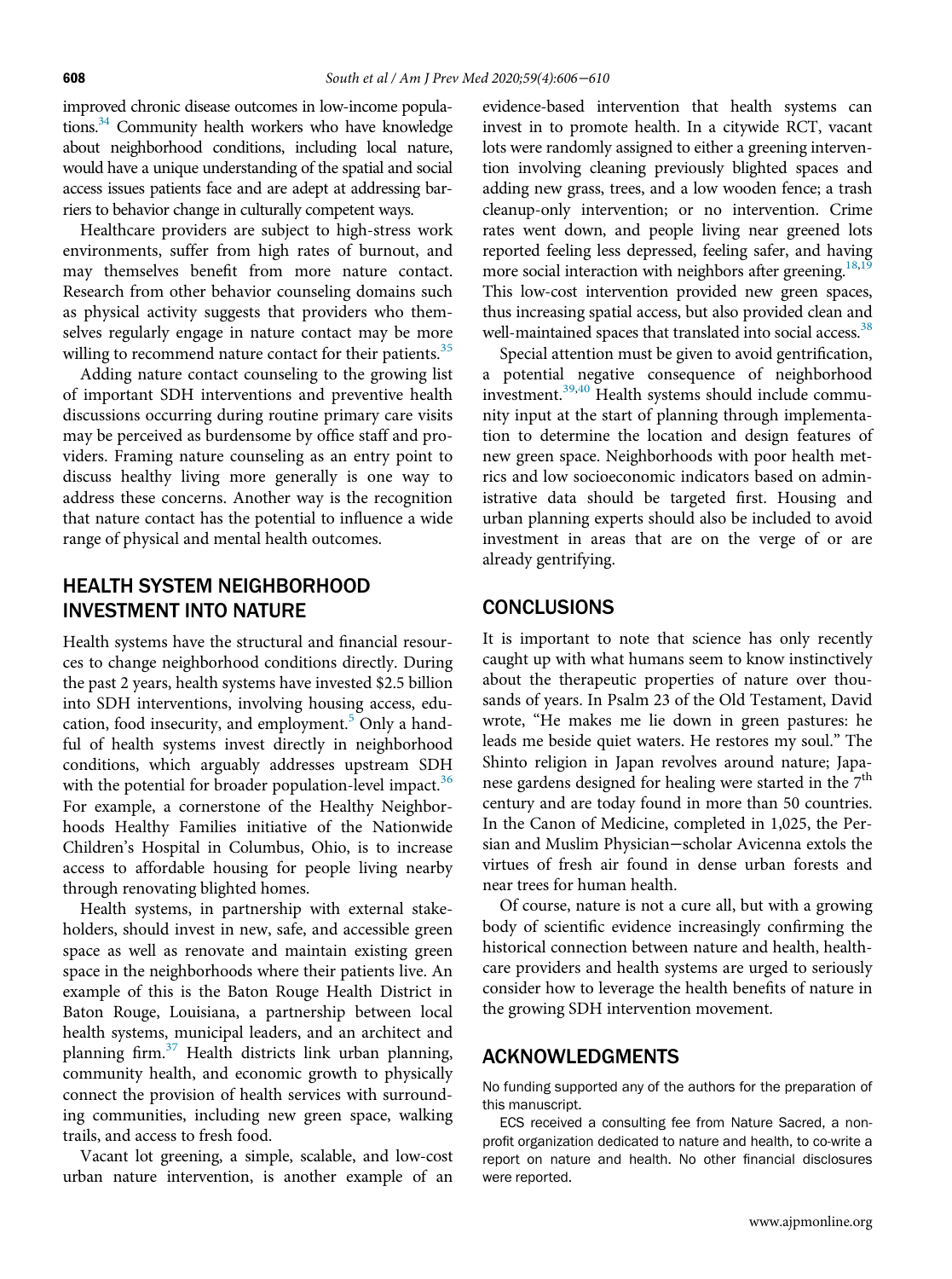improved chronic disease outcomes in low-income populations.[34] Community health workers who have knowledge about neighborhood conditions, including local nature, would have a unique understanding of the spatial and social access issues patients face and are adept at addressing barriers to behavior change in culturally competent ways.

Healthcare providers are subject to high-stress work environments, suffer from high rates of burnout, and may themselves benefit from more nature contact. Research from other behavior counseling domains such as physical activity suggests that providers who themselves regularly engage in nature contact may be more willing to recommend nature contact for their patients.[35]

Adding nature contact counseling to the growing list of important SDH interventions and preventive health discussions occurring during routine primary care visits may be perceived as burdensome by office staff and providers. Framing nature counseling as an entry point to discuss healthy living more generally is one way to address these concerns. Another way is the recognition that nature contact has the potential to influence a wide range of physical and mental health outcomes.

## HEALTH SYSTEM NEIGHBORHOOD INVESTMENT INTO NATURE

Health systems have the structural and financial resources to change neighborhood conditions directly. During the past 2 years, health systems have invested $2.5 billion into SDH interventions, involving housing access, education, food insecurity, and employment.[5] Only a handful of health systems invest directly in neighborhood conditions, which arguably addresses upstream SDH with the potential for broader population-level impact.[36] For example, a cornerstone of the Healthy Neighborhoods Healthy Families initiative of the Nationwide Children's Hospital in Columbus, Ohio, is to increase access to affordable housing for people living nearby through renovating blighted homes.

Health systems, in partnership with external stakeholders, should invest in new, safe, and accessible green space as well as renovate and maintain existing green space in the neighborhoods where their patients live. An example of this is the Baton Rouge Health District in Baton Rouge, Louisiana, a partnership between local health systems, municipal leaders, and an architect and planning firm.[37] Health districts link urban planning, community health, and economic growth to physically connect the provision of health services with surrounding communities, including new green space, walking trails, and access to fresh food.

Vacant lot greening, a simple, scalable, and low-cost urban nature intervention, is another example of an evidence-based intervention that health systems can invest in to promote health. In a citywide RCT, vacant lots were randomly assigned to either a greening intervention involving cleaning previously blighted spaces and adding new grass, trees, and a low wooden fence; a trash cleanup-only intervention; or no intervention. Crime rates went down, and people living near greened lots reported feeling less depressed, feeling safer, and having more social interaction with neighbors after greening.[18,19] This low-cost intervention provided new green spaces, thus increasing spatial access, but also provided clean and well-maintained spaces that translated into social access.[38]

Special attention must be given to avoid gentrification, a potential negative consequence of neighborhood investment.[39,40] Health systems should include community input at the start of planning through implementation to determine the location and design features of new green space. Neighborhoods with poor health metrics and low socioeconomic indicators based on administrative data should be targeted first. Housing and urban planning experts should also be included to avoid investment in areas that are on the verge of or are already gentrifying.

## CONCLUSIONS

It is important to note that science has only recently caught up with what humans seem to know instinctively about the therapeutic properties of nature over thousands of years. In Psalm 23 of the Old Testament, David wrote, "He makes me lie down in green pastures: he leads me beside quiet waters. He restores my soul." The Shinto religion in Japan revolves around nature; Japanese gardens designed for healing were started in the 7th century and are today found in more than 50 countries. In the Canon of Medicine, completed in 1,025, the Persian and Muslim Physician—scholar Avicenna extols the virtues of fresh air found in dense urban forests and near trees for human health.

Of course, nature is not a cure all, but with a growing body of scientific evidence increasingly confirming the historical connection between nature and health, healthcare providers and health systems are urged to seriously consider how to leverage the health benefits of nature in the growing SDH intervention movement.

## ACKNOWLEDGMENTS

No funding supported any of the authors for the preparation of this manuscript.

ECS received a consulting fee from Nature Sacred, a nonprofit organization dedicated to nature and health, to co-write a report on nature and health. No other financial disclosures were reported.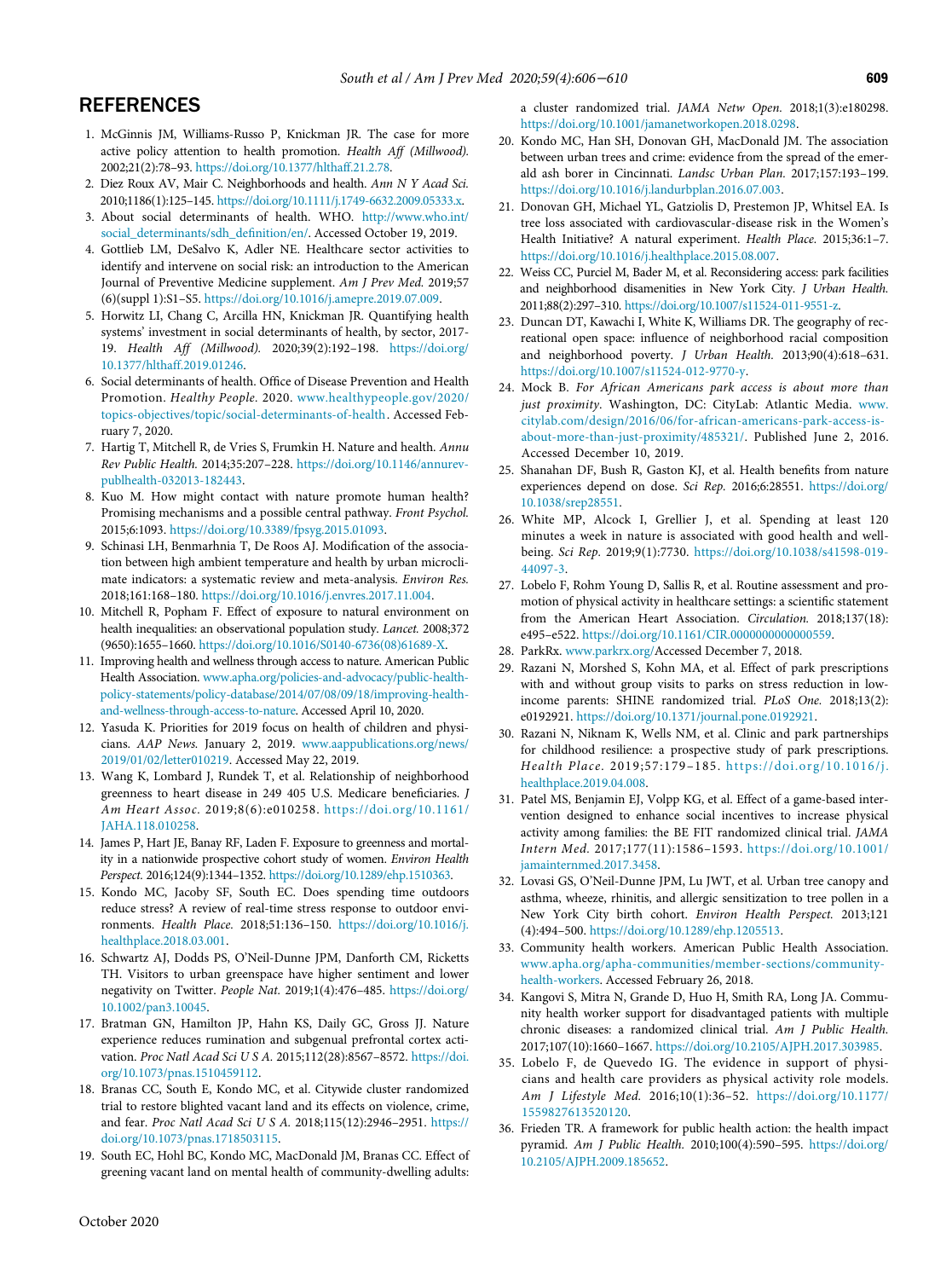## REFERENCES

1. McGinnis JM, Williams-Russo P, Knickman JR. The case for more active policy attention to health promotion. *Health Aff (Millwood).* 2002;21(2):78–93. https://doi.org/10.1377/hlthaff.21.2.78.
2. Diez Roux AV, Mair C. Neighborhoods and health. *Ann N Y Acad Sci.* 2010;1186(1):125–145. https://doi.org/10.1111/j.1749-6632.2009.05333.x.
3. About social determinants of health. WHO. http://www.who.int/social_determinants/sdh_definition/en/. Accessed October 19, 2019.
4. Gottlieb LM, DeSalvo K, Adler NE. Healthcare sector activities to identify and intervene on social risk: an introduction to the American Journal of Preventive Medicine supplement. *Am J Prev Med.* 2019;57(6)(suppl 1):S1–S5. https://doi.org/10.1016/j.amepre.2019.07.009.
5. Horwitz LI, Chang C, Arcilla HN, Knickman JR. Quantifying health systems' investment in social determinants of health, by sector, 2017-19. *Health Aff (Millwood).* 2020;39(2):192–198. https://doi.org/10.1377/hlthaff.2019.01246.
6. Social determinants of health. Office of Disease Prevention and Health Promotion. *Healthy People.* 2020. www.healthypeople.gov/2020/topics-objectives/topic/social-determinants-of-health. Accessed February 7, 2020.
7. Hartig T, Mitchell R, de Vries S, Frumkin H. Nature and health. *Annu Rev Public Health.* 2014;35:207–228. https://doi.org/10.1146/annurev-publhealth-032013-182443.
8. Kuo M. How might contact with nature promote human health? Promising mechanisms and a possible central pathway. *Front Psychol.* 2015;6:1093. https://doi.org/10.3389/fpsyg.2015.01093.
9. Schinasi LH, Benmarhnia T, De Roos AJ. Modification of the association between high ambient temperature and health by urban microclimate indicators: a systematic review and meta-analysis. *Environ Res.* 2018;161:168–180. https://doi.org/10.1016/j.envres.2017.11.004.
10. Mitchell R, Popham F. Effect of exposure to natural environment on health inequalities: an observational population study. *Lancet.* 2008;372(9650):1655–1660. https://doi.org/10.1016/S0140-6736(08)61689-X.
11. Improving health and wellness through access to nature. American Public Health Association. www.apha.org/policies-and-advocacy/public-health-policy-statements/policy-database/2014/07/08/09/18/improving-health-and-wellness-through-access-to-nature. Accessed April 10, 2020.
12. Yasuda K. Priorities for 2019 focus on health of children and physicians. *AAP News.* January 2, 2019. www.aappublications.org/news/2019/01/02/letter010219. Accessed May 22, 2019.
13. Wang K, Lombard J, Rundek T, et al. Relationship of neighborhood greenness to heart disease in 249 405 U.S. Medicare beneficiaries. *J Am Heart Assoc.* 2019;8(6):e010258. https://doi.org/10.1161/JAHA.118.010258.
14. James P, Hart JE, Banay RF, Laden F. Exposure to greenness and mortality in a nationwide prospective cohort study of women. *Environ Health Perspect.* 2016;124(9):1344–1352. https://doi.org/10.1289/ehp.1510363.
15. Kondo MC, Jacoby SF, South EC. Does spending time outdoors reduce stress? A review of real-time stress response to outdoor environments. *Health Place.* 2018;51:136–150. https://doi.org/10.1016/j.healthplace.2018.03.001.
16. Schwartz AJ, Dodds PS, O'Neil-Dunne JPM, Danforth CM, Ricketts TH. Visitors to urban greenspace have higher sentiment and lower negativity on Twitter. *People Nat.* 2019;1(4):476–485. https://doi.org/10.1002/pan3.10045.
17. Bratman GN, Hamilton JP, Hahn KS, Daily GC, Gross JJ. Nature experience reduces rumination and subgenual prefrontal cortex activation. *Proc Natl Acad Sci U S A.* 2015;112(28):8567–8572. https://doi.org/10.1073/pnas.1510459112.
18. Branas CC, South E, Kondo MC, et al. Citywide cluster randomized trial to restore blighted vacant land and its effects on violence, crime, and fear. *Proc Natl Acad Sci U S A.* 2018;115(12):2946–2951. https://doi.org/10.1073/pnas.1718503115.
19. South EC, Hohl BC, Kondo MC, MacDonald JM, Branas CC. Effect of greening vacant land on mental health of community-dwelling adults: a cluster randomized trial. *JAMA Netw Open.* 2018;1(3):e180298. https://doi.org/10.1001/jamanetworkopen.2018.0298.
20. Kondo MC, Han SH, Donovan GH, MacDonald JM. The association between urban trees and crime: evidence from the spread of the emerald ash borer in Cincinnati. *Landsc Urban Plan.* 2017;157:193–199. https://doi.org/10.1016/j.landurbplan.2016.07.003.
21. Donovan GH, Michael YL, Gatziolis D, Prestemon JP, Whitsel EA. Is tree loss associated with cardiovascular-disease risk in the Women's Health Initiative? A natural experiment. *Health Place.* 2015;36:1–7. https://doi.org/10.1016/j.healthplace.2015.08.007.
22. Weiss CC, Purciel M, Bader M, et al. Reconsidering access: park facilities and neighborhood disamenities in New York City. *J Urban Health.* 2011;88(2):297–310. https://doi.org/10.1007/s11524-011-9551-z.
23. Duncan DT, Kawachi I, White K, Williams DR. The geography of recreational open space: influence of neighborhood racial composition and neighborhood poverty. *J Urban Health.* 2013;90(4):618–631. https://doi.org/10.1007/s11524-012-9770-y.
24. Mock B. *For African Americans park access is about more than just proximity*. Washington, DC: CityLab: Atlantic Media. www.citylab.com/design/2016/06/for-african-americans-park-access-is-about-more-than-just-proximity/485321/. Published June 2, 2016. Accessed December 10, 2019.
25. Shanahan DF, Bush R, Gaston KJ, et al. Health benefits from nature experiences depend on dose. *Sci Rep.* 2016;6:28551. https://doi.org/10.1038/srep28551.
26. White MP, Alcock I, Grellier J, et al. Spending at least 120 minutes a week in nature is associated with good health and wellbeing. *Sci Rep.* 2019;9(1):7730. https://doi.org/10.1038/s41598-019-44097-3.
27. Lobelo F, Rohm Young D, Sallis R, et al. Routine assessment and promotion of physical activity in healthcare settings: a scientific statement from the American Heart Association. *Circulation.* 2018;137(18):e495–e522. https://doi.org/10.1161/CIR.0000000000000559.
28. ParkRx. www.parkrx.org/Accessed December 7, 2018.
29. Razani N, Morshed S, Kohn MA, et al. Effect of park prescriptions with and without group visits to parks on stress reduction in low-income parents: SHINE randomized trial. *PLoS One.* 2018;13(2):e0192921. https://doi.org/10.1371/journal.pone.0192921.
30. Razani N, Niknam K, Wells NM, et al. Clinic and park partnerships for childhood resilience: a prospective study of park prescriptions. *Health Place.* 2019;57:179–185. https://doi.org/10.1016/j.healthplace.2019.04.008.
31. Patel MS, Benjamin EJ, Volpp KG, et al. Effect of a game-based intervention designed to enhance social incentives to increase physical activity among families: the BE FIT randomized clinical trial. *JAMA Intern Med.* 2017;177(11):1586–1593. https://doi.org/10.1001/jamainternmed.2017.3458.
32. Lovasi GS, O'Neil-Dunne JPM, Lu JWT, et al. Urban tree canopy and asthma, wheeze, rhinitis, and allergic sensitization to tree pollen in a New York City birth cohort. *Environ Health Perspect.* 2013;121(4):494–500. https://doi.org/10.1289/ehp.1205513.
33. Community health workers. American Public Health Association. www.apha.org/apha-communities/member-sections/community-health-workers. Accessed February 26, 2018.
34. Kangovi S, Mitra N, Grande D, Huo H, Smith RA, Long JA. Community health worker support for disadvantaged patients with multiple chronic diseases: a randomized clinical trial. *Am J Public Health.* 2017;107(10):1660–1667. https://doi.org/10.2105/AJPH.2017.303985.
35. Lobelo F, de Quevedo IG. The evidence in support of physicians and health care providers as physical activity role models. *Am J Lifestyle Med.* 2016;10(1):36–52. https://doi.org/10.1177/1559827613520120.
36. Frieden TR. A framework for public health action: the health impact pyramid. *Am J Public Health.* 2010;100(4):590–595. https://doi.org/10.2105/AJPH.2009.185652.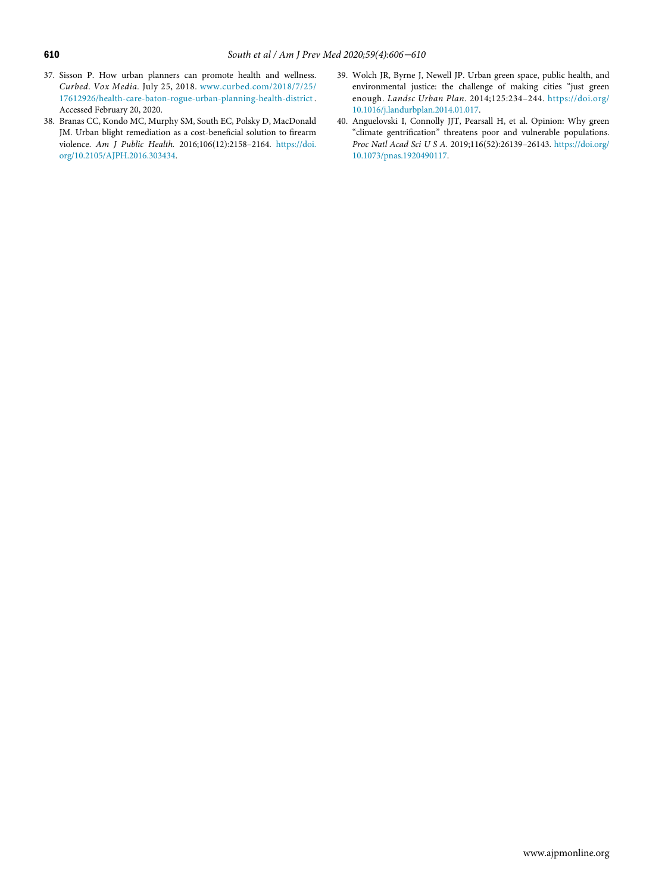37. Sisson P. How urban planners can promote health and wellness. *Curbed. Vox Media*. July 25, 2018. www.curbed.com/2018/7/25/17612926/health-care-baton-rogue-urban-planning-health-district. Accessed February 20, 2020.
38. Branas CC, Kondo MC, Murphy SM, South EC, Polsky D, MacDonald JM. Urban blight remediation as a cost-beneficial solution to firearm violence. *Am J Public Health*. 2016;106(12):2158–2164. https://doi.org/10.2105/AJPH.2016.303434.
39. Wolch JR, Byrne J, Newell JP. Urban green space, public health, and environmental justice: the challenge of making cities "just green enough. *Landsc Urban Plan*. 2014;125:234–244. https://doi.org/10.1016/j.landurbplan.2014.01.017.
40. Anguelovski I, Connolly JJT, Pearsall H, et al. Opinion: Why green "climate gentrification" threatens poor and vulnerable populations. *Proc Natl Acad Sci U S A*. 2019;116(52):26139–26143. https://doi.org/10.1073/pnas.1920490117.